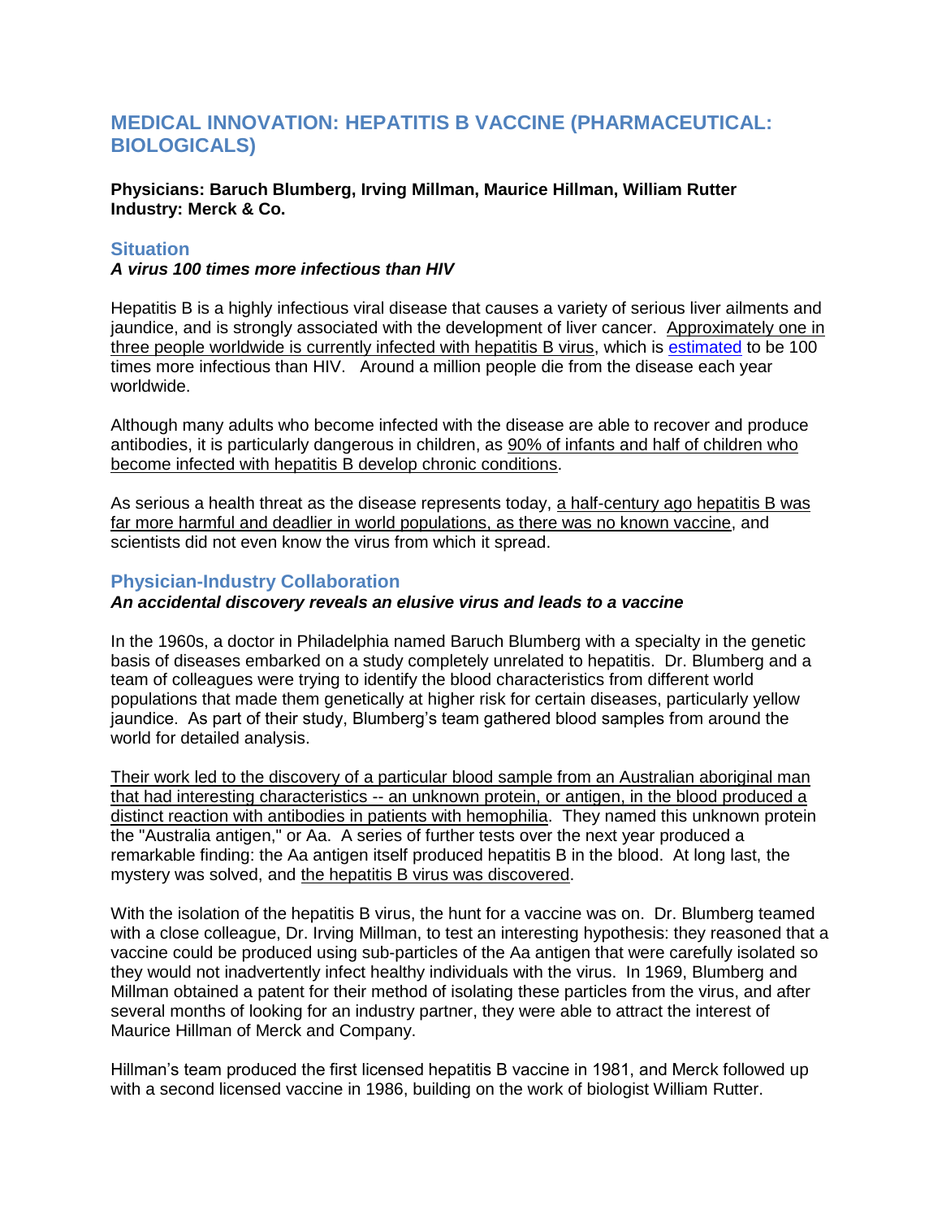# MEDICAL INNOVATION: HEPATITIS B VACCINE (PHARMACEUTICAL: BIOLOGICALS)

**Physicians: Baruch Blumberg, Irving Millman, Maurice Hillman, William Rutter**
**Industry: Merck & Co.**

## Situation

***A virus 100 times more infectious than HIV***

Hepatitis B is a highly infectious viral disease that causes a variety of serious liver ailments and jaundice, and is strongly associated with the development of liver cancer. Approximately one in three people worldwide is currently infected with hepatitis B virus, which is estimated to be 100 times more infectious than HIV. Around a million people die from the disease each year worldwide.

Although many adults who become infected with the disease are able to recover and produce antibodies, it is particularly dangerous in children, as 90% of infants and half of children who become infected with hepatitis B develop chronic conditions.

As serious a health threat as the disease represents today, a half-century ago hepatitis B was far more harmful and deadlier in world populations, as there was no known vaccine, and scientists did not even know the virus from which it spread.

## Physician-Industry Collaboration

***An accidental discovery reveals an elusive virus and leads to a vaccine***

In the 1960s, a doctor in Philadelphia named Baruch Blumberg with a specialty in the genetic basis of diseases embarked on a study completely unrelated to hepatitis. Dr. Blumberg and a team of colleagues were trying to identify the blood characteristics from different world populations that made them genetically at higher risk for certain diseases, particularly yellow jaundice. As part of their study, Blumberg's team gathered blood samples from around the world for detailed analysis.

Their work led to the discovery of a particular blood sample from an Australian aboriginal man that had interesting characteristics -- an unknown protein, or antigen, in the blood produced a distinct reaction with antibodies in patients with hemophilia. They named this unknown protein the "Australia antigen," or Aa. A series of further tests over the next year produced a remarkable finding: the Aa antigen itself produced hepatitis B in the blood. At long last, the mystery was solved, and the hepatitis B virus was discovered.

With the isolation of the hepatitis B virus, the hunt for a vaccine was on. Dr. Blumberg teamed with a close colleague, Dr. Irving Millman, to test an interesting hypothesis: they reasoned that a vaccine could be produced using sub-particles of the Aa antigen that were carefully isolated so they would not inadvertently infect healthy individuals with the virus. In 1969, Blumberg and Millman obtained a patent for their method of isolating these particles from the virus, and after several months of looking for an industry partner, they were able to attract the interest of Maurice Hillman of Merck and Company.

Hillman's team produced the first licensed hepatitis B vaccine in 1981, and Merck followed up with a second licensed vaccine in 1986, building on the work of biologist William Rutter.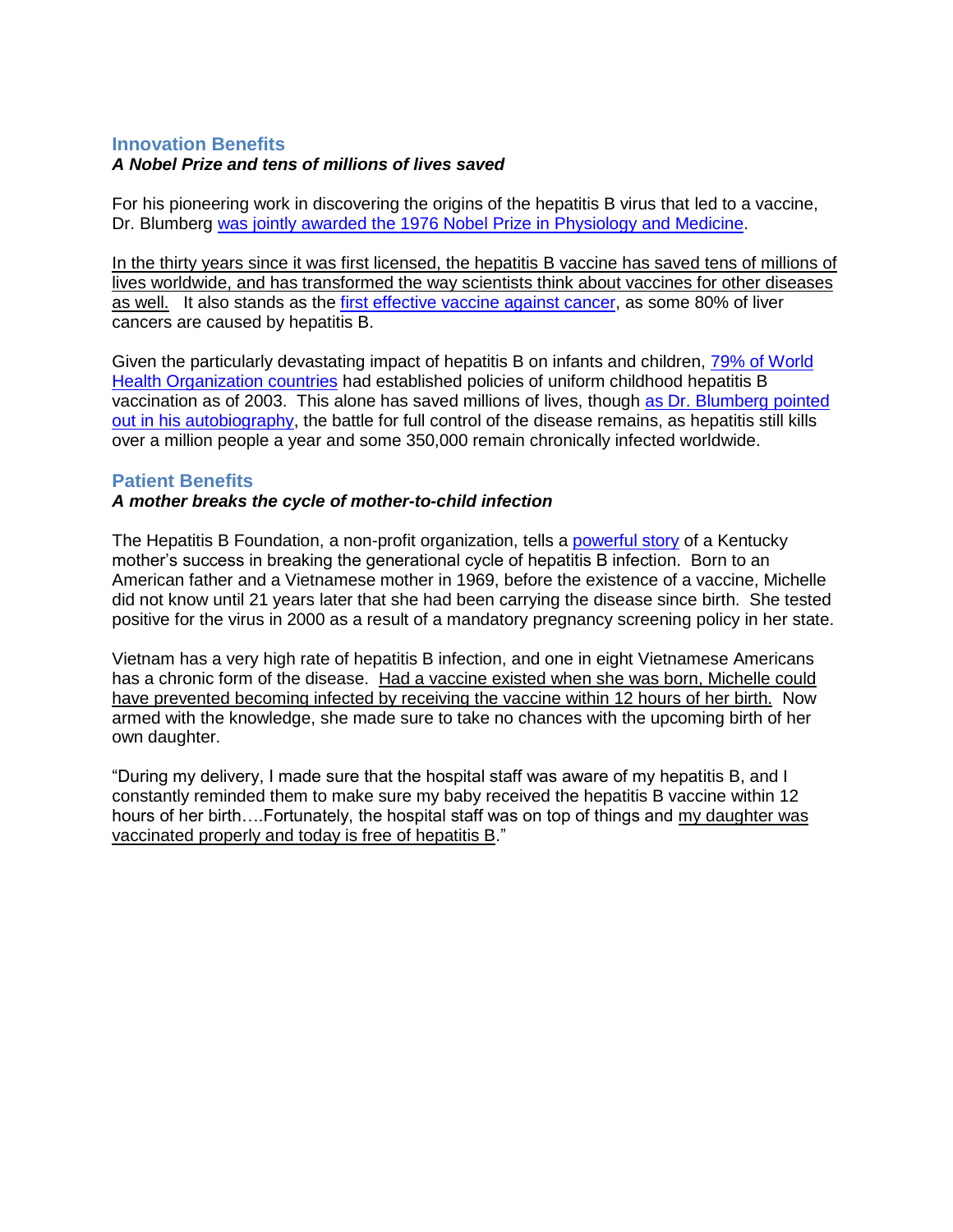## Innovation Benefits

***A Nobel Prize and tens of millions of lives saved***

For his pioneering work in discovering the origins of the hepatitis B virus that led to a vaccine, Dr. Blumberg was jointly awarded the 1976 Nobel Prize in Physiology and Medicine.

In the thirty years since it was first licensed, the hepatitis B vaccine has saved tens of millions of lives worldwide, and has transformed the way scientists think about vaccines for other diseases as well. It also stands as the first effective vaccine against cancer, as some 80% of liver cancers are caused by hepatitis B.

Given the particularly devastating impact of hepatitis B on infants and children, 79% of World Health Organization countries had established policies of uniform childhood hepatitis B vaccination as of 2003. This alone has saved millions of lives, though as Dr. Blumberg pointed out in his autobiography, the battle for full control of the disease remains, as hepatitis still kills over a million people a year and some 350,000 remain chronically infected worldwide.

## Patient Benefits

***A mother breaks the cycle of mother-to-child infection***

The Hepatitis B Foundation, a non-profit organization, tells a powerful story of a Kentucky mother's success in breaking the generational cycle of hepatitis B infection. Born to an American father and a Vietnamese mother in 1969, before the existence of a vaccine, Michelle did not know until 21 years later that she had been carrying the disease since birth. She tested positive for the virus in 2000 as a result of a mandatory pregnancy screening policy in her state.

Vietnam has a very high rate of hepatitis B infection, and one in eight Vietnamese Americans has a chronic form of the disease. Had a vaccine existed when she was born, Michelle could have prevented becoming infected by receiving the vaccine within 12 hours of her birth. Now armed with the knowledge, she made sure to take no chances with the upcoming birth of her own daughter.

"During my delivery, I made sure that the hospital staff was aware of my hepatitis B, and I constantly reminded them to make sure my baby received the hepatitis B vaccine within 12 hours of her birth….Fortunately, the hospital staff was on top of things and my daughter was vaccinated properly and today is free of hepatitis B."